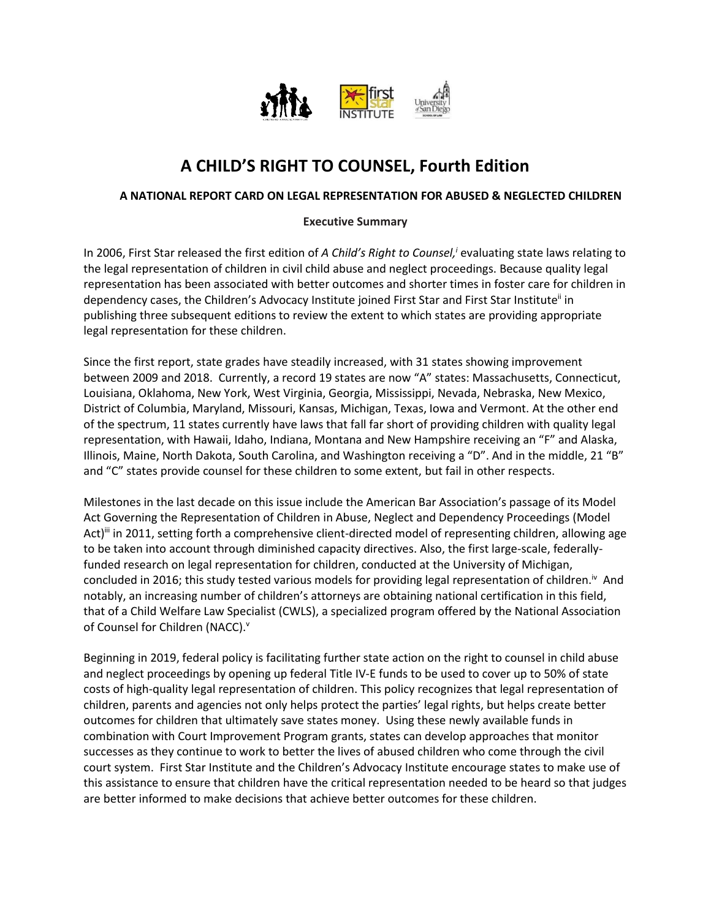# A CHILD'S RIGHT TO COUNSEL, Fourth Edition

### A NATIONAL REPORT CARD ON LEGAL REPRESENTATION FOR ABUSED & NEGLECTED CHILDREN

#### Executive Summary

In 2006, First Star released the first edition of *A Child's Right to Counsel,*[i] evaluating state laws relating to the legal representation of children in civil child abuse and neglect proceedings. Because quality legal representation has been associated with better outcomes and shorter times in foster care for children in dependency cases, the Children's Advocacy Institute joined First Star and First Star Institute[ii] in publishing three subsequent editions to review the extent to which states are providing appropriate legal representation for these children.

Since the first report, state grades have steadily increased, with 31 states showing improvement between 2009 and 2018. Currently, a record 19 states are now "A" states: Massachusetts, Connecticut, Louisiana, Oklahoma, New York, West Virginia, Georgia, Mississippi, Nevada, Nebraska, New Mexico, District of Columbia, Maryland, Missouri, Kansas, Michigan, Texas, Iowa and Vermont. At the other end of the spectrum, 11 states currently have laws that fall far short of providing children with quality legal representation, with Hawaii, Idaho, Indiana, Montana and New Hampshire receiving an "F" and Alaska, Illinois, Maine, North Dakota, South Carolina, and Washington receiving a "D". And in the middle, 21 "B" and "C" states provide counsel for these children to some extent, but fail in other respects.

Milestones in the last decade on this issue include the American Bar Association's passage of its Model Act Governing the Representation of Children in Abuse, Neglect and Dependency Proceedings (Model Act)[iii] in 2011, setting forth a comprehensive client-directed model of representing children, allowing age to be taken into account through diminished capacity directives. Also, the first large-scale, federally-funded research on legal representation for children, conducted at the University of Michigan, concluded in 2016; this study tested various models for providing legal representation of children.[iv] And notably, an increasing number of children's attorneys are obtaining national certification in this field, that of a Child Welfare Law Specialist (CWLS), a specialized program offered by the National Association of Counsel for Children (NACC).[v]

Beginning in 2019, federal policy is facilitating further state action on the right to counsel in child abuse and neglect proceedings by opening up federal Title IV-E funds to be used to cover up to 50% of state costs of high-quality legal representation of children. This policy recognizes that legal representation of children, parents and agencies not only helps protect the parties' legal rights, but helps create better outcomes for children that ultimately save states money. Using these newly available funds in combination with Court Improvement Program grants, states can develop approaches that monitor successes as they continue to work to better the lives of abused children who come through the civil court system. First Star Institute and the Children's Advocacy Institute encourage states to make use of this assistance to ensure that children have the critical representation needed to be heard so that judges are better informed to make decisions that achieve better outcomes for these children.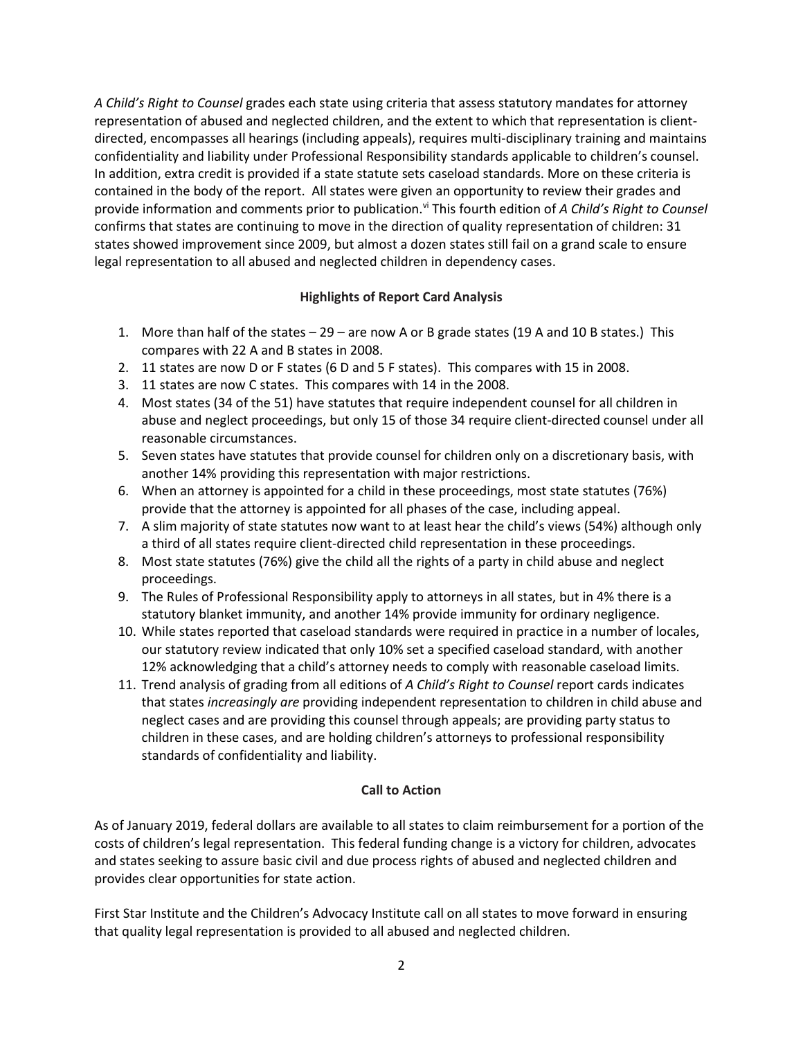*A Child's Right to Counsel* grades each state using criteria that assess statutory mandates for attorney representation of abused and neglected children, and the extent to which that representation is client-directed, encompasses all hearings (including appeals), requires multi-disciplinary training and maintains confidentiality and liability under Professional Responsibility standards applicable to children's counsel. In addition, extra credit is provided if a state statute sets caseload standards. More on these criteria is contained in the body of the report. All states were given an opportunity to review their grades and provide information and comments prior to publication.[vi] This fourth edition of *A Child's Right to Counsel* confirms that states are continuing to move in the direction of quality representation of children: 31 states showed improvement since 2009, but almost a dozen states still fail on a grand scale to ensure legal representation to all abused and neglected children in dependency cases.

**Highlights of Report Card Analysis**

1. More than half of the states – 29 – are now A or B grade states (19 A and 10 B states.) This compares with 22 A and B states in 2008.
2. 11 states are now D or F states (6 D and 5 F states). This compares with 15 in 2008.
3. 11 states are now C states. This compares with 14 in the 2008.
4. Most states (34 of the 51) have statutes that require independent counsel for all children in abuse and neglect proceedings, but only 15 of those 34 require client-directed counsel under all reasonable circumstances.
5. Seven states have statutes that provide counsel for children only on a discretionary basis, with another 14% providing this representation with major restrictions.
6. When an attorney is appointed for a child in these proceedings, most state statutes (76%) provide that the attorney is appointed for all phases of the case, including appeal.
7. A slim majority of state statutes now want to at least hear the child's views (54%) although only a third of all states require client-directed child representation in these proceedings.
8. Most state statutes (76%) give the child all the rights of a party in child abuse and neglect proceedings.
9. The Rules of Professional Responsibility apply to attorneys in all states, but in 4% there is a statutory blanket immunity, and another 14% provide immunity for ordinary negligence.
10. While states reported that caseload standards were required in practice in a number of locales, our statutory review indicated that only 10% set a specified caseload standard, with another 12% acknowledging that a child's attorney needs to comply with reasonable caseload limits.
11. Trend analysis of grading from all editions of *A Child's Right to Counsel* report cards indicates that states *increasingly are* providing independent representation to children in child abuse and neglect cases and are providing this counsel through appeals; are providing party status to children in these cases, and are holding children's attorneys to professional responsibility standards of confidentiality and liability.

**Call to Action**

As of January 2019, federal dollars are available to all states to claim reimbursement for a portion of the costs of children's legal representation. This federal funding change is a victory for children, advocates and states seeking to assure basic civil and due process rights of abused and neglected children and provides clear opportunities for state action.

First Star Institute and the Children's Advocacy Institute call on all states to move forward in ensuring that quality legal representation is provided to all abused and neglected children.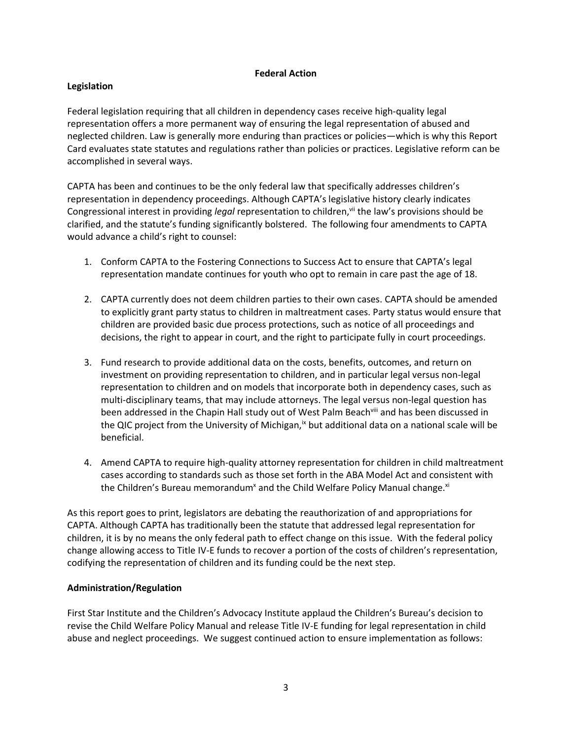## Federal Action

### Legislation

Federal legislation requiring that all children in dependency cases receive high-quality legal representation offers a more permanent way of ensuring the legal representation of abused and neglected children. Law is generally more enduring than practices or policies—which is why this Report Card evaluates state statutes and regulations rather than policies or practices. Legislative reform can be accomplished in several ways.

CAPTA has been and continues to be the only federal law that specifically addresses children's representation in dependency proceedings. Although CAPTA's legislative history clearly indicates Congressional interest in providing *legal* representation to children,[vii] the law's provisions should be clarified, and the statute's funding significantly bolstered. The following four amendments to CAPTA would advance a child's right to counsel:

1. Conform CAPTA to the Fostering Connections to Success Act to ensure that CAPTA's legal representation mandate continues for youth who opt to remain in care past the age of 18.

2. CAPTA currently does not deem children parties to their own cases. CAPTA should be amended to explicitly grant party status to children in maltreatment cases. Party status would ensure that children are provided basic due process protections, such as notice of all proceedings and decisions, the right to appear in court, and the right to participate fully in court proceedings.

3. Fund research to provide additional data on the costs, benefits, outcomes, and return on investment on providing representation to children, and in particular legal versus non-legal representation to children and on models that incorporate both in dependency cases, such as multi-disciplinary teams, that may include attorneys. The legal versus non-legal question has been addressed in the Chapin Hall study out of West Palm Beach[viii] and has been discussed in the QIC project from the University of Michigan,[ix] but additional data on a national scale will be beneficial.

4. Amend CAPTA to require high-quality attorney representation for children in child maltreatment cases according to standards such as those set forth in the ABA Model Act and consistent with the Children's Bureau memorandum[x] and the Child Welfare Policy Manual change.[xi]

As this report goes to print, legislators are debating the reauthorization of and appropriations for CAPTA. Although CAPTA has traditionally been the statute that addressed legal representation for children, it is by no means the only federal path to effect change on this issue. With the federal policy change allowing access to Title IV-E funds to recover a portion of the costs of children's representation, codifying the representation of children and its funding could be the next step.

### Administration/Regulation

First Star Institute and the Children's Advocacy Institute applaud the Children's Bureau's decision to revise the Child Welfare Policy Manual and release Title IV-E funding for legal representation in child abuse and neglect proceedings. We suggest continued action to ensure implementation as follows: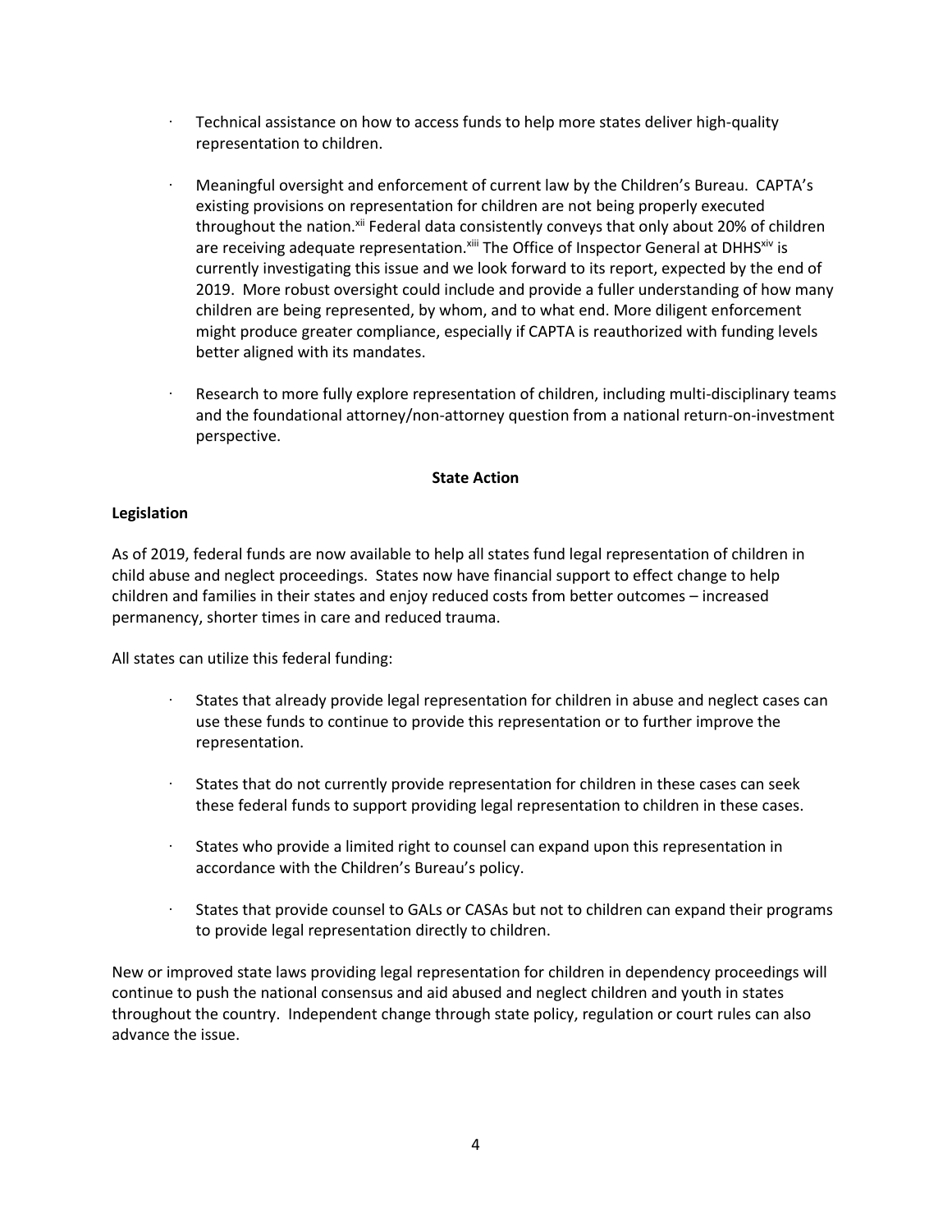- Technical assistance on how to access funds to help more states deliver high-quality representation to children.

- Meaningful oversight and enforcement of current law by the Children's Bureau. CAPTA's existing provisions on representation for children are not being properly executed throughout the nation.[xii] Federal data consistently conveys that only about 20% of children are receiving adequate representation.[xiii] The Office of Inspector General at DHHS[xiv] is currently investigating this issue and we look forward to its report, expected by the end of 2019. More robust oversight could include and provide a fuller understanding of how many children are being represented, by whom, and to what end. More diligent enforcement might produce greater compliance, especially if CAPTA is reauthorized with funding levels better aligned with its mandates.

- Research to more fully explore representation of children, including multi-disciplinary teams and the foundational attorney/non-attorney question from a national return-on-investment perspective.

**State Action**

**Legislation**

As of 2019, federal funds are now available to help all states fund legal representation of children in child abuse and neglect proceedings. States now have financial support to effect change to help children and families in their states and enjoy reduced costs from better outcomes – increased permanency, shorter times in care and reduced trauma.

All states can utilize this federal funding:

- States that already provide legal representation for children in abuse and neglect cases can use these funds to continue to provide this representation or to further improve the representation.

- States that do not currently provide representation for children in these cases can seek these federal funds to support providing legal representation to children in these cases.

- States who provide a limited right to counsel can expand upon this representation in accordance with the Children's Bureau's policy.

- States that provide counsel to GALs or CASAs but not to children can expand their programs to provide legal representation directly to children.

New or improved state laws providing legal representation for children in dependency proceedings will continue to push the national consensus and aid abused and neglect children and youth in states throughout the country. Independent change through state policy, regulation or court rules can also advance the issue.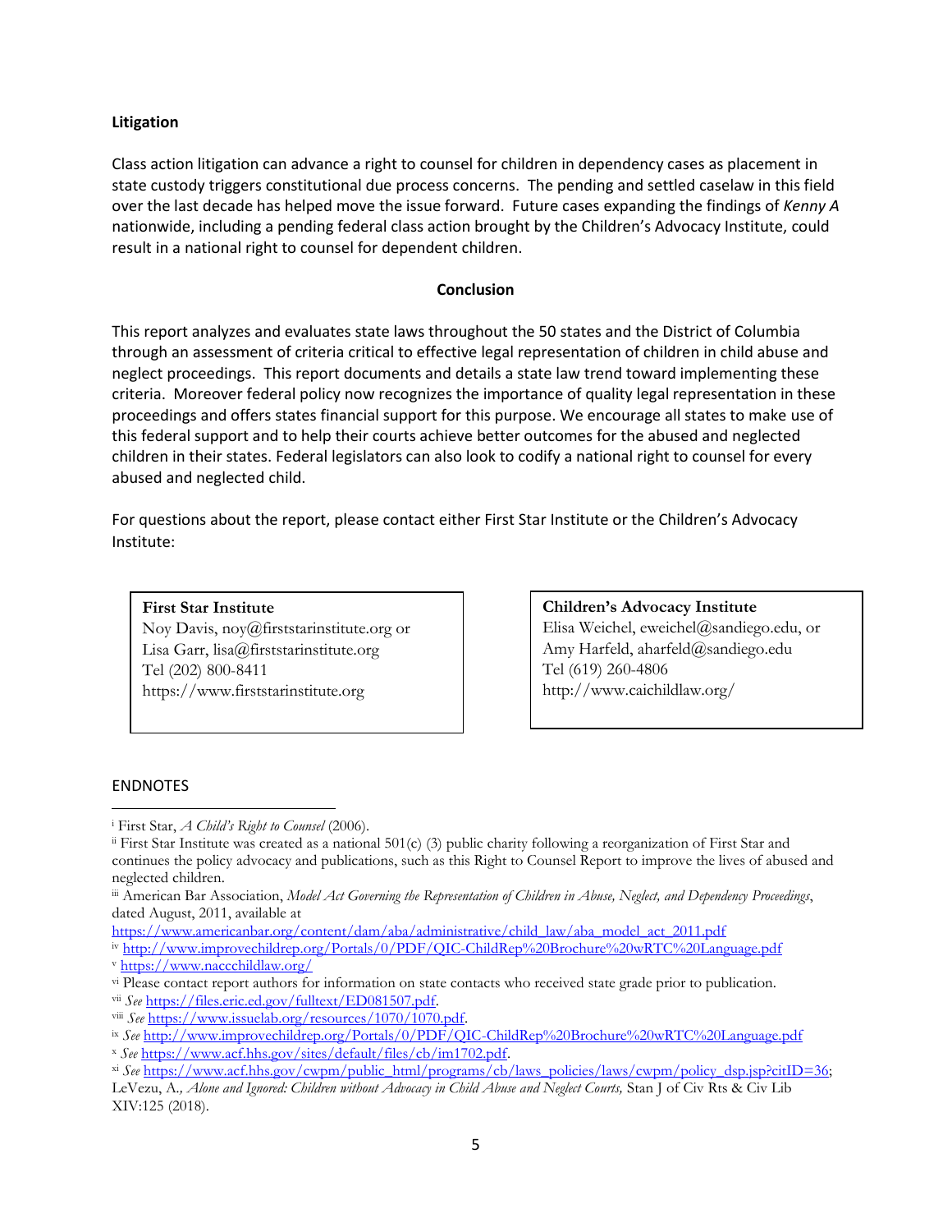### Litigation

Class action litigation can advance a right to counsel for children in dependency cases as placement in state custody triggers constitutional due process concerns. The pending and settled caselaw in this field over the last decade has helped move the issue forward. Future cases expanding the findings of *Kenny A* nationwide, including a pending federal class action brought by the Children's Advocacy Institute, could result in a national right to counsel for dependent children.

### Conclusion

This report analyzes and evaluates state laws throughout the 50 states and the District of Columbia through an assessment of criteria critical to effective legal representation of children in child abuse and neglect proceedings. This report documents and details a state law trend toward implementing these criteria. Moreover federal policy now recognizes the importance of quality legal representation in these proceedings and offers states financial support for this purpose. We encourage all states to make use of this federal support and to help their courts achieve better outcomes for the abused and neglected children in their states. Federal legislators can also look to codify a national right to counsel for every abused and neglected child.

For questions about the report, please contact either First Star Institute or the Children's Advocacy Institute:

**First Star Institute**
Noy Davis, noy@firststarinstitute.org or
Lisa Garr, lisa@firststarinstitute.org
Tel (202) 800-8411
https://www.firststarinstitute.org

**Children's Advocacy Institute**
Elisa Weichel, eweichel@sandiego.edu, or
Amy Harfeld, aharfeld@sandiego.edu
Tel (619) 260-4806
http://www.caichildlaw.org/

ENDNOTES

[i] First Star, *A Child's Right to Counsel* (2006).

[ii] First Star Institute was created as a national 501(c) (3) public charity following a reorganization of First Star and continues the policy advocacy and publications, such as this Right to Counsel Report to improve the lives of abused and neglected children.

[iii] American Bar Association, *Model Act Governing the Representation of Children in Abuse, Neglect, and Dependency Proceedings*, dated August, 2011, available at https://www.americanbar.org/content/dam/aba/administrative/child_law/aba_model_act_2011.pdf

[iv] http://www.improvechildrep.org/Portals/0/PDF/QIC-ChildRep%20Brochure%20wRTC%20Language.pdf

[v] https://www.naccchildlaw.org/

[vi] Please contact report authors for information on state contacts who received state grade prior to publication.

[vii] *See* https://files.eric.ed.gov/fulltext/ED081507.pdf.

[viii] *See* https://www.issuelab.org/resources/1070/1070.pdf.

[ix] *See* http://www.improvechildrep.org/Portals/0/PDF/QIC-ChildRep%20Brochure%20wRTC%20Language.pdf

[x] *See* https://www.acf.hhs.gov/sites/default/files/cb/im1702.pdf.

[xi] *See* https://www.acf.hhs.gov/cwpm/public_html/programs/cb/laws_policies/laws/cwpm/policy_dsp.jsp?citID=36; LeVezu, A., *Alone and Ignored: Children without Advocacy in Child Abuse and Neglect Courts,* Stan J of Civ Rts & Civ Lib XIV:125 (2018).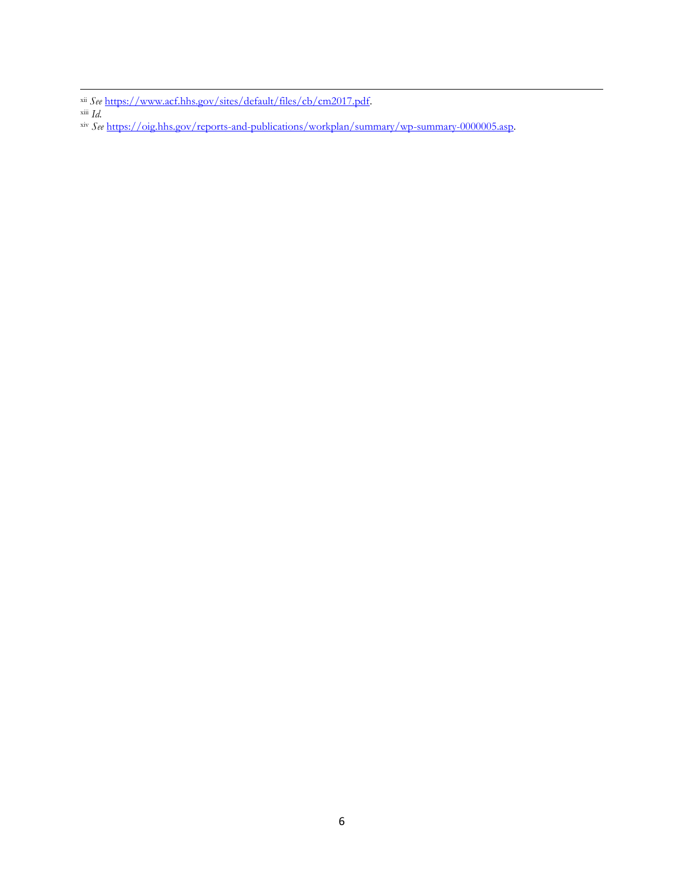---

[xii] *See* https://www.acf.hhs.gov/sites/default/files/cb/cm2017.pdf.

[xiii] *Id.*

[xiv] *See* https://oig.hhs.gov/reports-and-publications/workplan/summary/wp-summary-0000005.asp.